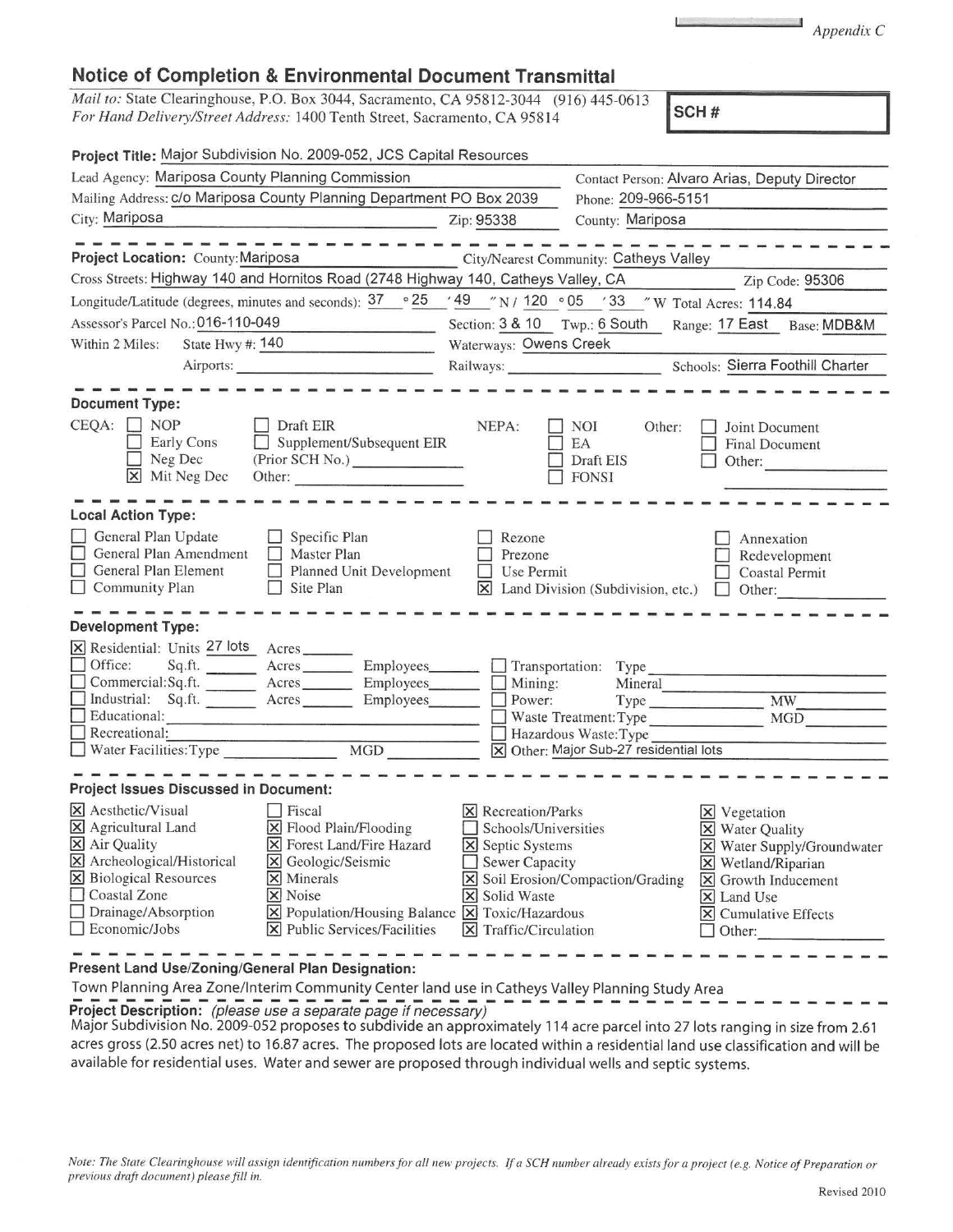*Appendix C*

# Notice of Completion & Environmental Document Transmittal

*Mail to:* State Clearinghouse, P.O. Box 3044, Sacramento, CA 95812-3044 (916) 445-0613
*For Hand Delivery/Street Address:* 1400 Tenth Street, Sacramento, CA 95814

**SCH #**

**Project Title:** Major Subdivision No. 2009-052, JCS Capital Resources

Lead Agency: Mariposa County Planning Commission
Contact Person: Alvaro Arias, Deputy Director
Mailing Address: c/o Mariposa County Planning Department PO Box 2039
Phone: 209-966-5151
City: Mariposa
Zip: 95338
County: Mariposa

---

**Project Location:** County: Mariposa
City/Nearest Community: Catheys Valley
Cross Streets: Highway 140 and Hornitos Road (2748 Highway 140, Catheys Valley, CA
Zip Code: 95306
Longitude/Latitude (degrees, minutes and seconds): 37 ° 25 ′ 49 ″ N / 120 ° 05 ′ 33 ″ W
Total Acres: 114.84
Assessor's Parcel No.: 016-110-049
Section: 3 & 10 Twp.: 6 South Range: 17 East Base: MDB&M
Within 2 Miles: State Hwy #: 140
Waterways: Owens Creek
Airports:
Railways:
Schools: Sierra Foothill Charter

---

**Document Type:**

CEQA:
- [ ] NOP
- [ ] Early Cons
- [ ] Neg Dec
- [x] Mit Neg Dec
- [ ] Draft EIR
- [ ] Supplement/Subsequent EIR (Prior SCH No.) ______
- Other: ______

NEPA:
- [ ] NOI
- [ ] EA
- [ ] Draft EIS
- [ ] FONSI

Other:
- [ ] Joint Document
- [ ] Final Document
- [ ] Other: ______

---

**Local Action Type:**

- [ ] General Plan Update
- [ ] General Plan Amendment
- [ ] General Plan Element
- [ ] Community Plan
- [ ] Specific Plan
- [ ] Master Plan
- [ ] Planned Unit Development
- [ ] Site Plan
- [ ] Rezone
- [ ] Prezone
- [ ] Use Permit
- [x] Land Division (Subdivision, etc.)
- [ ] Annexation
- [ ] Redevelopment
- [ ] Coastal Permit
- [ ] Other: ______

---

**Development Type:**

- [x] Residential: Units 27 lots Acres ______
- [ ] Office: Sq.ft. ______ Acres ______ Employees ______
- [ ] Commercial: Sq.ft. ______ Acres ______ Employees ______
- [ ] Industrial: Sq.ft. ______ Acres ______ Employees ______
- [ ] Educational: ______
- [ ] Recreational: ______
- [ ] Water Facilities: Type ______ MGD ______
- [ ] Transportation: Type ______
- [ ] Mining: Mineral ______
- [ ] Power: Type ______ MW ______
- [ ] Waste Treatment: Type ______ MGD ______
- [ ] Hazardous Waste: Type ______
- [x] Other: Major Sub-27 residential lots

---

**Project Issues Discussed in Document:**

- [x] Aesthetic/Visual
- [x] Agricultural Land
- [x] Air Quality
- [x] Archeological/Historical
- [x] Biological Resources
- [ ] Coastal Zone
- [ ] Drainage/Absorption
- [ ] Economic/Jobs
- [ ] Fiscal
- [x] Flood Plain/Flooding
- [x] Forest Land/Fire Hazard
- [x] Geologic/Seismic
- [x] Minerals
- [x] Noise
- [x] Population/Housing Balance
- [x] Public Services/Facilities
- [x] Recreation/Parks
- [ ] Schools/Universities
- [x] Septic Systems
- [ ] Sewer Capacity
- [x] Soil Erosion/Compaction/Grading
- [x] Solid Waste
- [x] Toxic/Hazardous
- [x] Traffic/Circulation
- [x] Vegetation
- [x] Water Quality
- [x] Water Supply/Groundwater
- [x] Wetland/Riparian
- [x] Growth Inducement
- [x] Land Use
- [x] Cumulative Effects
- [ ] Other: ______

---

**Present Land Use/Zoning/General Plan Designation:**

Town Planning Area Zone/Interim Community Center land use in Catheys Valley Planning Study Area

**Project Description:** *(please use a separate page if necessary)*

Major Subdivision No. 2009-052 proposes to subdivide an approximately 114 acre parcel into 27 lots ranging in size from 2.61 acres gross (2.50 acres net) to 16.87 acres. The proposed lots are located within a residential land use classification and will be available for residential uses. Water and sewer are proposed through individual wells and septic systems.

*Note: The State Clearinghouse will assign identification numbers for all new projects. If a SCH number already exists for a project (e.g. Notice of Preparation or previous draft document) please fill in.*

Revised 2010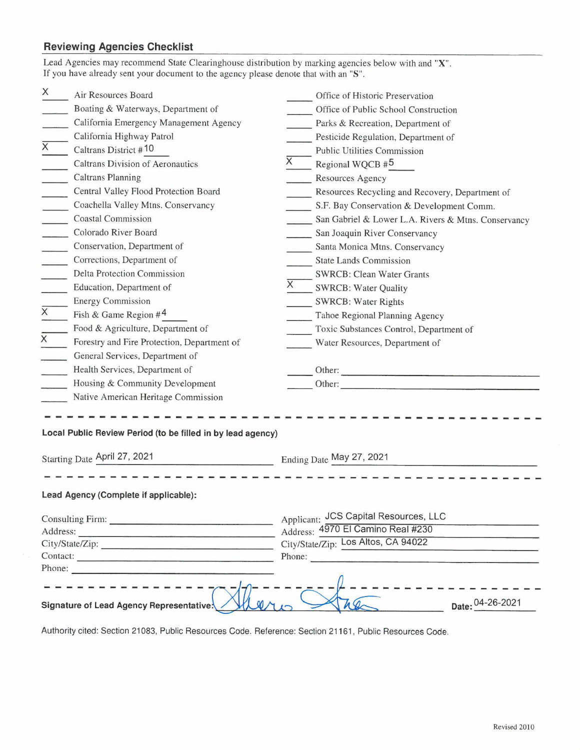## Reviewing Agencies Checklist

Lead Agencies may recommend State Clearinghouse distribution by marking agencies below with and "X".
If you have already sent your document to the agency please denote that with an "S".

X Air Resources Board
___ Boating & Waterways, Department of
___ California Emergency Management Agency
___ California Highway Patrol
X Caltrans District # 10
___ Caltrans Division of Aeronautics
___ Caltrans Planning
___ Central Valley Flood Protection Board
___ Coachella Valley Mtns. Conservancy
___ Coastal Commission
___ Colorado River Board
___ Conservation, Department of
___ Corrections, Department of
___ Delta Protection Commission
___ Education, Department of
___ Energy Commission
X Fish & Game Region # 4
___ Food & Agriculture, Department of
X Forestry and Fire Protection, Department of
___ General Services, Department of
___ Health Services, Department of
___ Housing & Community Development
___ Native American Heritage Commission
___ Office of Historic Preservation
___ Office of Public School Construction
___ Parks & Recreation, Department of
___ Pesticide Regulation, Department of
___ Public Utilities Commission
X Regional WQCB # 5
___ Resources Agency
___ Resources Recycling and Recovery, Department of
___ S.F. Bay Conservation & Development Comm.
___ San Gabriel & Lower L.A. Rivers & Mtns. Conservancy
___ San Joaquin River Conservancy
___ Santa Monica Mtns. Conservancy
___ State Lands Commission
___ SWRCB: Clean Water Grants
X SWRCB: Water Quality
___ SWRCB: Water Rights
___ Tahoe Regional Planning Agency
___ Toxic Substances Control, Department of
___ Water Resources, Department of

___ Other: ___
___ Other: ___

---

**Local Public Review Period (to be filled in by lead agency)**

Starting Date April 27, 2021

Ending Date May 27, 2021

---

**Lead Agency (Complete if applicable):**

Consulting Firm:
Address:
City/State/Zip:
Contact:
Phone:

Applicant: JCS Capital Resources, LLC
Address: 4970 El Camino Real #230
City/State/Zip: Los Altos, CA 94022
Phone:

---

**Signature of Lead Agency Representative:** [signature]

**Date:** 04-26-2021

Authority cited: Section 21083, Public Resources Code. Reference: Section 21161, Public Resources Code.

Revised 2010